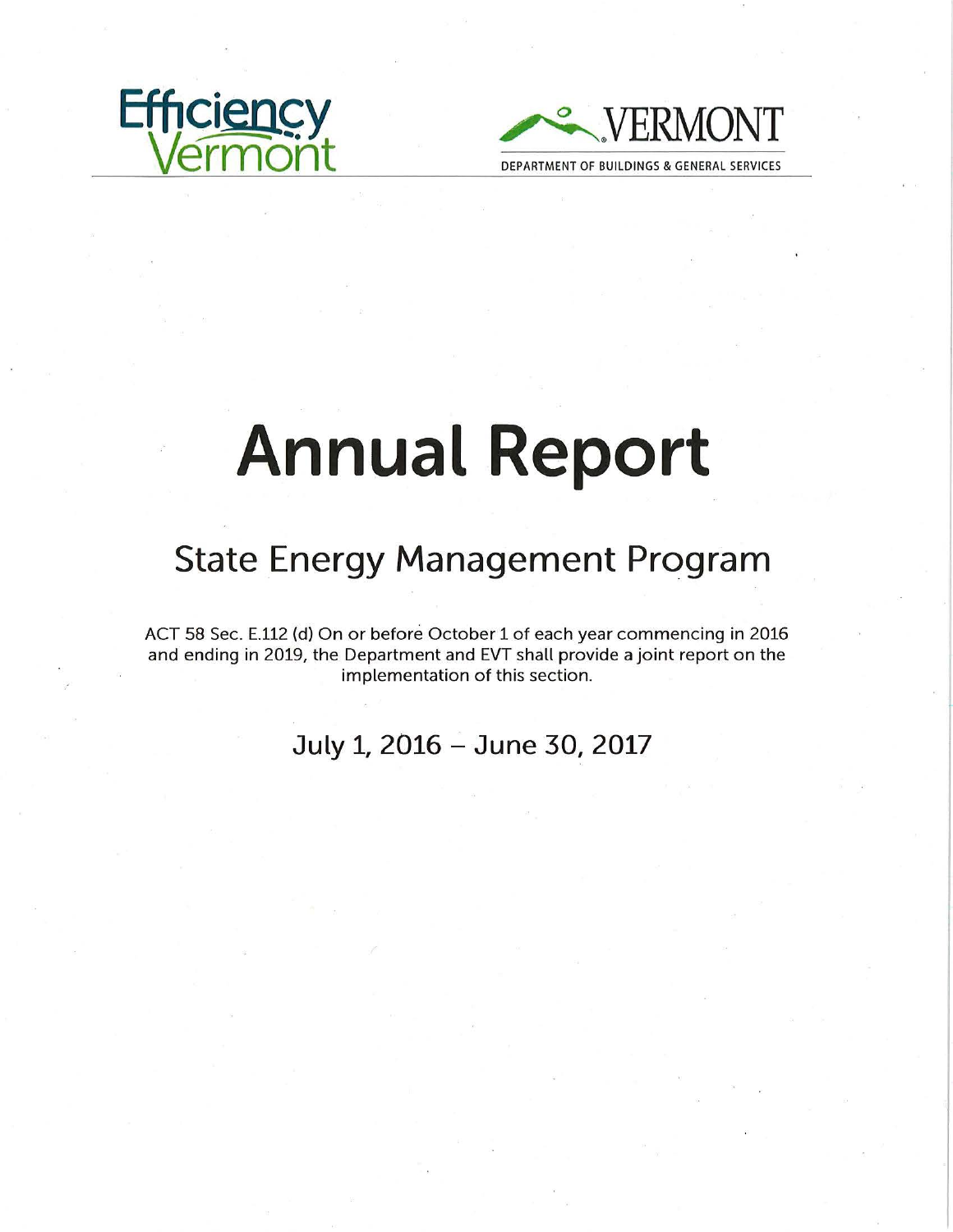Efficiency Vermont

VERMONT

DEPARTMENT OF BUILDINGS & GENERAL SERVICES

# Annual Report

## State Energy Management Program

ACT 58 Sec. E.112 (d) On or before October 1 of each year commencing in 2016 and ending in 2019, the Department and EVT shall provide a joint report on the implementation of this section.

July 1, 2016 – June 30, 2017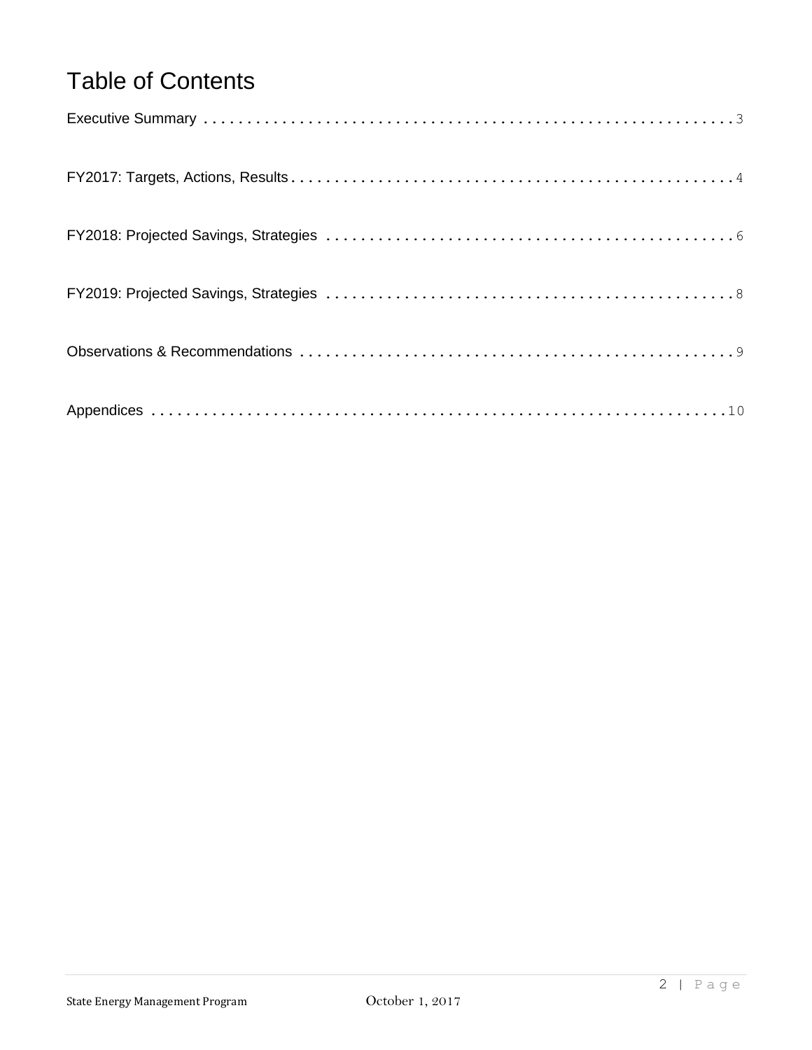# Table of Contents

Executive Summary ....................................................... 3

FY2017: Targets, Actions, Results ....................................................... 4

FY2018: Projected Savings, Strategies ....................................................... 6

FY2019: Projected Savings, Strategies ....................................................... 8

Observations & Recommendations ....................................................... 9

Appendices ....................................................... 10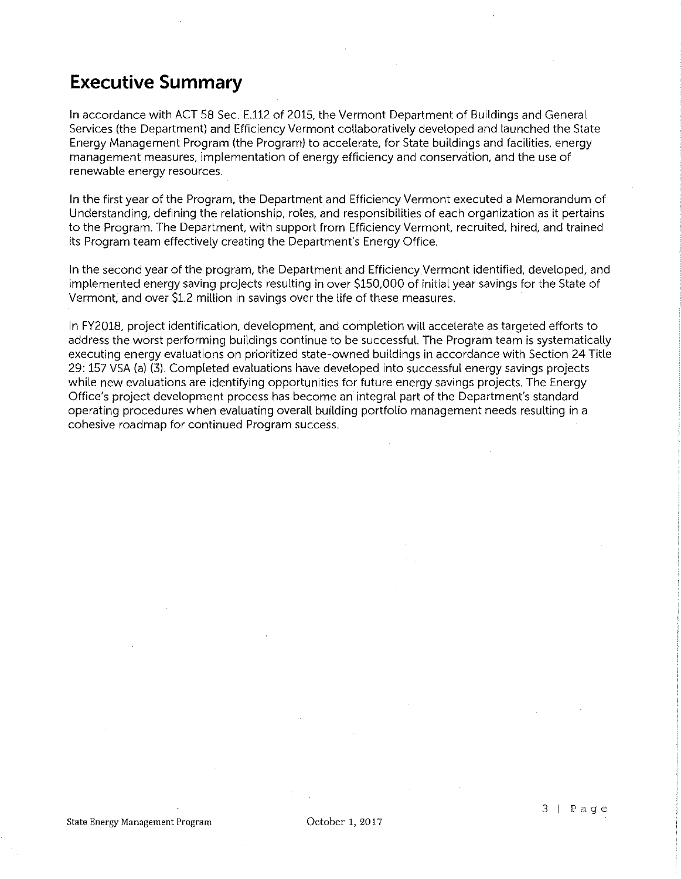# Executive Summary

In accordance with ACT 58 Sec. E.112 of 2015, the Vermont Department of Buildings and General Services (the Department) and Efficiency Vermont collaboratively developed and launched the State Energy Management Program (the Program) to accelerate, for State buildings and facilities, energy management measures, implementation of energy efficiency and conservation, and the use of renewable energy resources.

In the first year of the Program, the Department and Efficiency Vermont executed a Memorandum of Understanding, defining the relationship, roles, and responsibilities of each organization as it pertains to the Program. The Department, with support from Efficiency Vermont, recruited, hired, and trained its Program team effectively creating the Department's Energy Office.

In the second year of the program, the Department and Efficiency Vermont identified, developed, and implemented energy saving projects resulting in over $150,000 of initial year savings for the State of Vermont, and over $1.2 million in savings over the life of these measures.

In FY2018, project identification, development, and completion will accelerate as targeted efforts to address the worst performing buildings continue to be successful. The Program team is systematically executing energy evaluations on prioritized state-owned buildings in accordance with Section 24 Title 29: 157 VSA (a) (3). Completed evaluations have developed into successful energy savings projects while new evaluations are identifying opportunities for future energy savings projects. The Energy Office's project development process has become an integral part of the Department's standard operating procedures when evaluating overall building portfolio management needs resulting in a cohesive roadmap for continued Program success.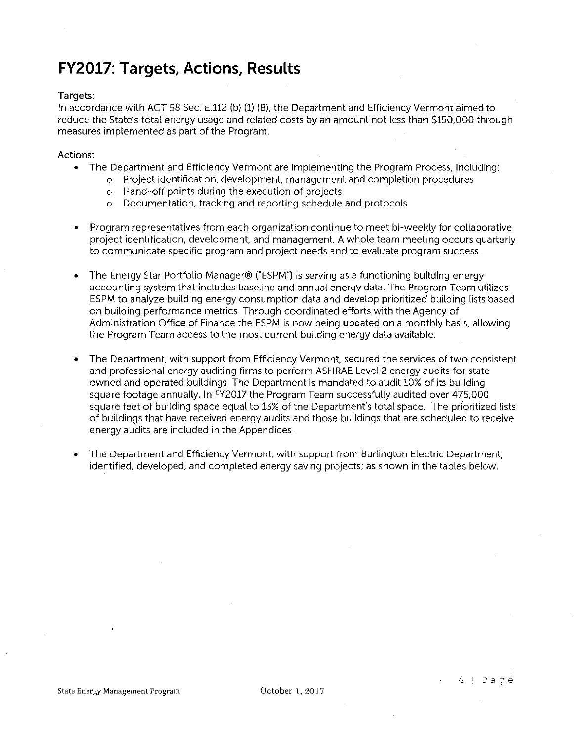# FY2017: Targets, Actions, Results

Targets:
In accordance with ACT 58 Sec. E.112 (b) (1) (B), the Department and Efficiency Vermont aimed to reduce the State's total energy usage and related costs by an amount not less than $150,000 through measures implemented as part of the Program.

Actions:

- The Department and Efficiency Vermont are implementing the Program Process, including:
  - Project identification, development, management and completion procedures
  - Hand-off points during the execution of projects
  - Documentation, tracking and reporting schedule and protocols

- Program representatives from each organization continue to meet bi-weekly for collaborative project identification, development, and management. A whole team meeting occurs quarterly to communicate specific program and project needs and to evaluate program success.

- The Energy Star Portfolio Manager® ("ESPM") is serving as a functioning building energy accounting system that includes baseline and annual energy data. The Program Team utilizes ESPM to analyze building energy consumption data and develop prioritized building lists based on building performance metrics. Through coordinated efforts with the Agency of Administration Office of Finance the ESPM is now being updated on a monthly basis, allowing the Program Team access to the most current building energy data available.

- The Department, with support from Efficiency Vermont, secured the services of two consistent and professional energy auditing firms to perform ASHRAE Level 2 energy audits for state owned and operated buildings. The Department is mandated to audit 10% of its building square footage annually. In FY2017 the Program Team successfully audited over 475,000 square feet of building space equal to 13% of the Department's total space. The prioritized lists of buildings that have received energy audits and those buildings that are scheduled to receive energy audits are included in the Appendices.

- The Department and Efficiency Vermont, with support from Burlington Electric Department, identified, developed, and completed energy saving projects; as shown in the tables below.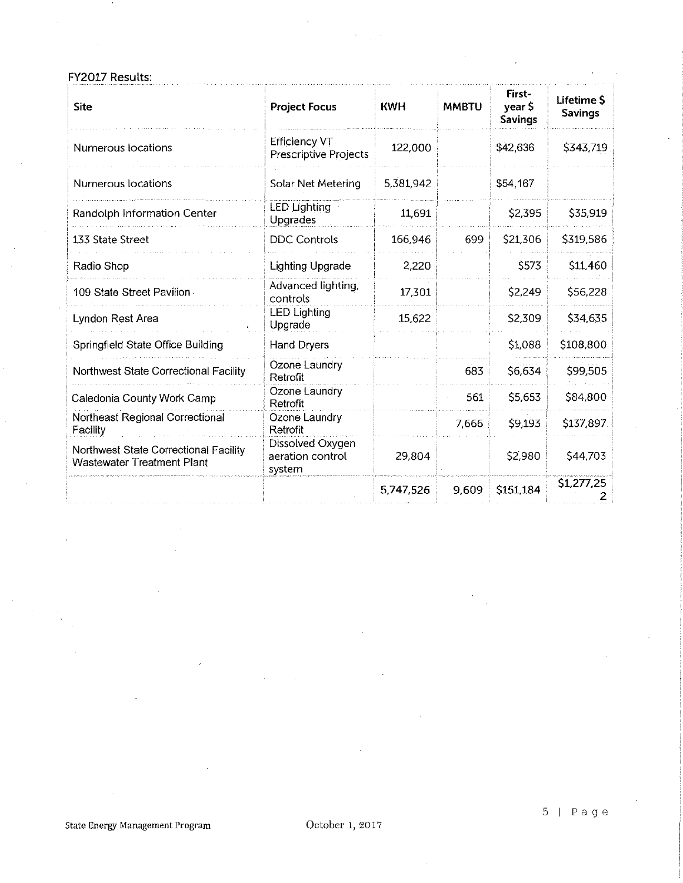FY2017 Results:

| Site | Project Focus | KWH | MMBTU | First-year $ Savings | Lifetime $ Savings |
|---|---|---|---|---|---|
| Numerous locations | Efficiency VT Prescriptive Projects | 122,000 | | $42,636 | $343,719 |
| Numerous locations | Solar Net Metering | 5,381,942 | | $54,167 | |
| Randolph Information Center | LED Lighting Upgrades | 11,691 | | $2,395 | $35,919 |
| 133 State Street | DDC Controls | 166,946 | 699 | $21,306 | $319,586 |
| Radio Shop | Lighting Upgrade | 2,220 | | $573 | $11,460 |
| 109 State Street Pavilion | Advanced lighting, controls | 17,301 | | $2,249 | $56,228 |
| Lyndon Rest Area | LED Lighting Upgrade | 15,622 | | $2,309 | $34,635 |
| Springfield State Office Building | Hand Dryers | | | $1,088 | $108,800 |
| Northwest State Correctional Facility | Ozone Laundry Retrofit | | 683 | $6,634 | $99,505 |
| Caledonia County Work Camp | Ozone Laundry Retrofit | | 561 | $5,653 | $84,800 |
| Northeast Regional Correctional Facility | Ozone Laundry Retrofit | | 7,666 | $9,193 | $137,897 |
| Northwest State Correctional Facility Wastewater Treatment Plant | Dissolved Oxygen aeration control system | 29,804 | | $2,980 | $44,703 |
| | | 5,747,526 | 9,609 | $151,184 | $1,277,252 |

State Energy Management Program October 1, 2017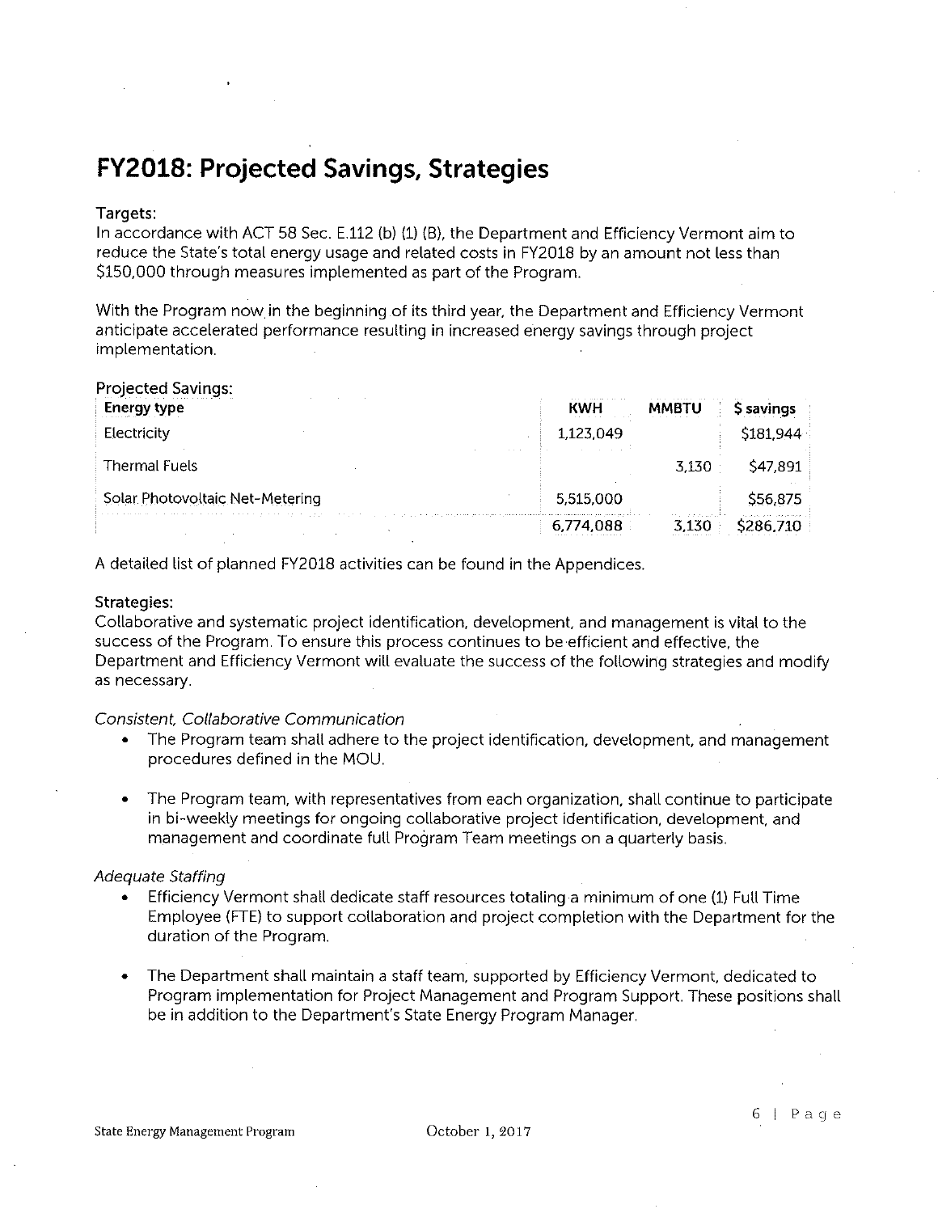# FY2018: Projected Savings, Strategies

Targets:
In accordance with ACT 58 Sec. E.112 (b) (1) (B), the Department and Efficiency Vermont aim to reduce the State's total energy usage and related costs in FY2018 by an amount not less than $150,000 through measures implemented as part of the Program.

With the Program now in the beginning of its third year, the Department and Efficiency Vermont anticipate accelerated performance resulting in increased energy savings through project implementation.

Projected Savings:

| Energy type | KWH | MMBTU | $ savings |
|---|---|---|---|
| Electricity | 1,123,049 | | $181,944 |
| Thermal Fuels | | 3,130 | $47,891 |
| Solar Photovoltaic Net-Metering | 5,515,000 | | $56,875 |
| | 6,774,088 | 3,130 | $286,710 |

A detailed list of planned FY2018 activities can be found in the Appendices.

Strategies:
Collaborative and systematic project identification, development, and management is vital to the success of the Program. To ensure this process continues to be efficient and effective, the Department and Efficiency Vermont will evaluate the success of the following strategies and modify as necessary.

*Consistent, Collaborative Communication*

- The Program team shall adhere to the project identification, development, and management procedures defined in the MOU.
- The Program team, with representatives from each organization, shall continue to participate in bi-weekly meetings for ongoing collaborative project identification, development, and management and coordinate full Program Team meetings on a quarterly basis.

*Adequate Staffing*

- Efficiency Vermont shall dedicate staff resources totaling a minimum of one (1) Full Time Employee (FTE) to support collaboration and project completion with the Department for the duration of the Program.
- The Department shall maintain a staff team, supported by Efficiency Vermont, dedicated to Program implementation for Project Management and Program Support. These positions shall be in addition to the Department's State Energy Program Manager.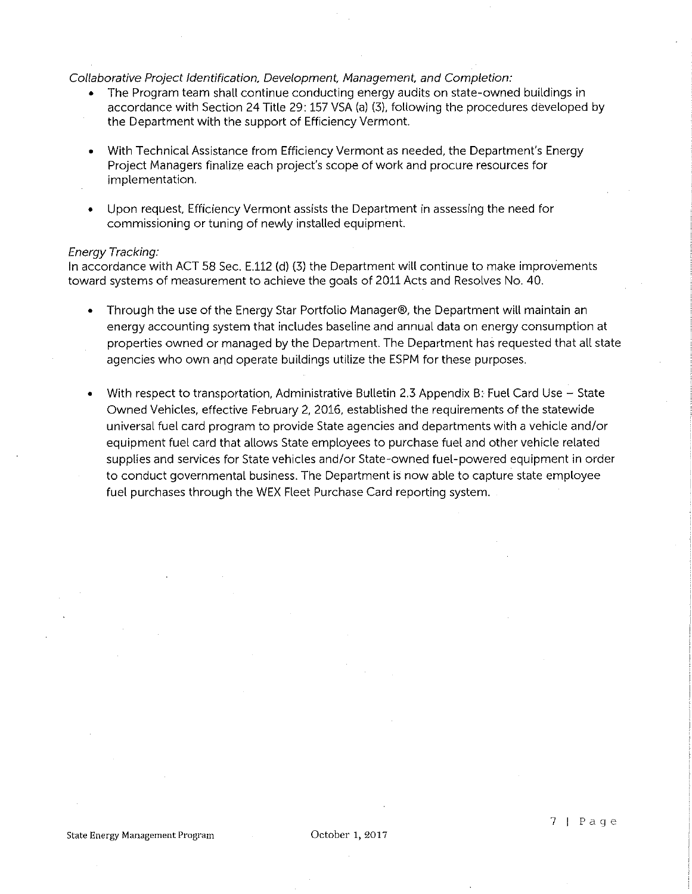*Collaborative Project Identification, Development, Management, and Completion:*

- The Program team shall continue conducting energy audits on state-owned buildings in accordance with Section 24 Title 29: 157 VSA (a) (3), following the procedures developed by the Department with the support of Efficiency Vermont.

- With Technical Assistance from Efficiency Vermont as needed, the Department's Energy Project Managers finalize each project's scope of work and procure resources for implementation.

- Upon request, Efficiency Vermont assists the Department in assessing the need for commissioning or tuning of newly installed equipment.

*Energy Tracking:*

In accordance with ACT 58 Sec. E.112 (d) (3) the Department will continue to make improvements toward systems of measurement to achieve the goals of 2011 Acts and Resolves No. 40.

- Through the use of the Energy Star Portfolio Manager®, the Department will maintain an energy accounting system that includes baseline and annual data on energy consumption at properties owned or managed by the Department. The Department has requested that all state agencies who own and operate buildings utilize the ESPM for these purposes.

- With respect to transportation, Administrative Bulletin 2.3 Appendix B: Fuel Card Use – State Owned Vehicles, effective February 2, 2016, established the requirements of the statewide universal fuel card program to provide State agencies and departments with a vehicle and/or equipment fuel card that allows State employees to purchase fuel and other vehicle related supplies and services for State vehicles and/or State-owned fuel-powered equipment in order to conduct governmental business. The Department is now able to capture state employee fuel purchases through the WEX Fleet Purchase Card reporting system.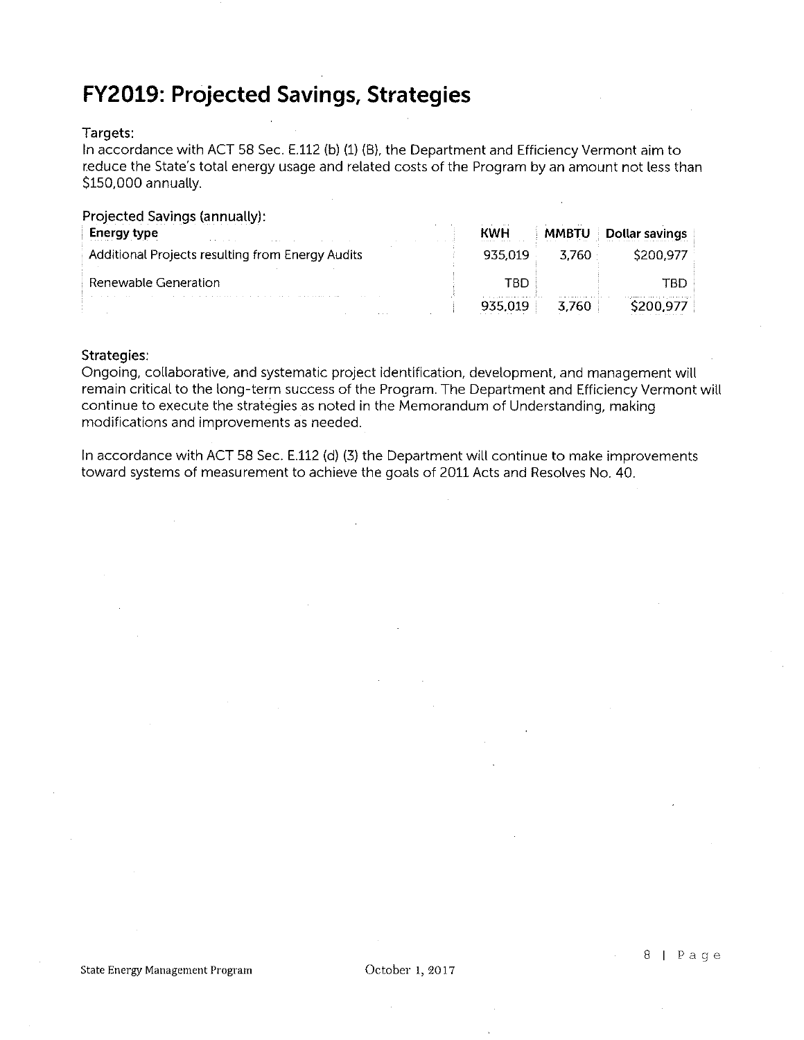# FY2019: Projected Savings, Strategies

Targets:
In accordance with ACT 58 Sec. E.112 (b) (1) (B), the Department and Efficiency Vermont aim to reduce the State's total energy usage and related costs of the Program by an amount not less than $150,000 annually.

Projected Savings (annually):

| Energy type | KWH | MMBTU | Dollar savings |
|---|---|---|---|
| Additional Projects resulting from Energy Audits | 935,019 | 3,760 | $200,977 |
| Renewable Generation | TBD | | TBD |
| | 935,019 | 3,760 | $200,977 |

**Strategies:**
Ongoing, collaborative, and systematic project identification, development, and management will remain critical to the long-term success of the Program. The Department and Efficiency Vermont will continue to execute the strategies as noted in the Memorandum of Understanding, making modifications and improvements as needed.

In accordance with ACT 58 Sec. E.112 (d) (3) the Department will continue to make improvements toward systems of measurement to achieve the goals of 2011 Acts and Resolves No. 40.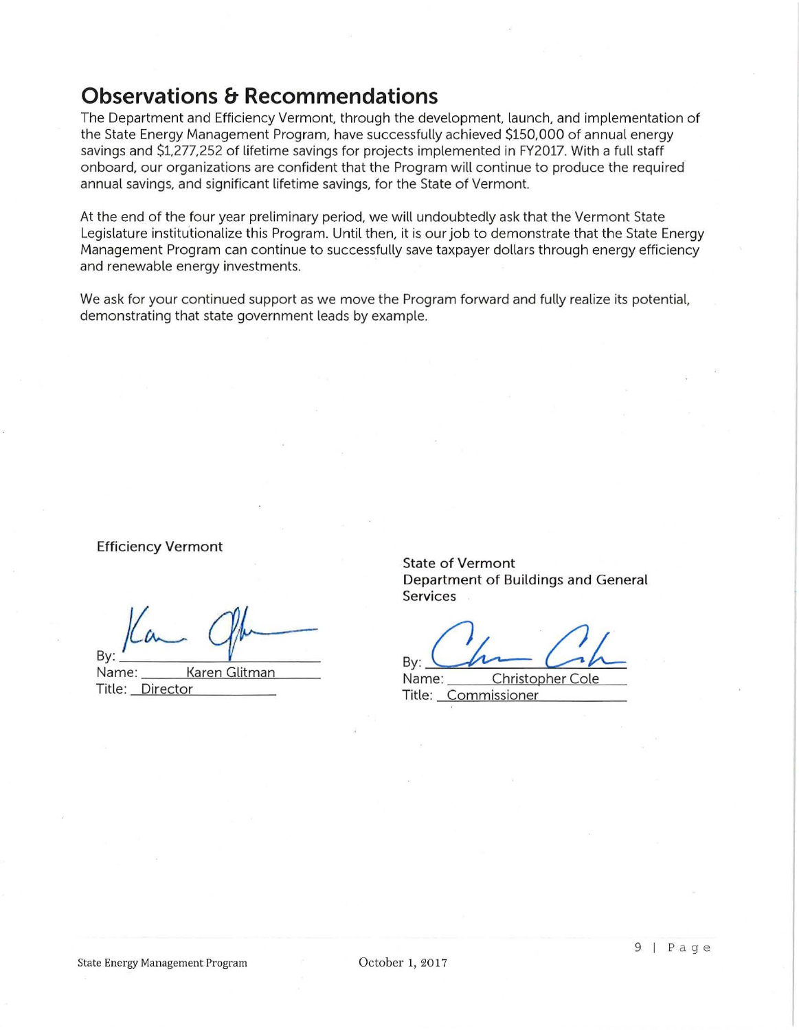## Observations & Recommendations

The Department and Efficiency Vermont, through the development, launch, and implementation of the State Energy Management Program, have successfully achieved $150,000 of annual energy savings and $1,277,252 of lifetime savings for projects implemented in FY2017. With a full staff onboard, our organizations are confident that the Program will continue to produce the required annual savings, and significant lifetime savings, for the State of Vermont.

At the end of the four year preliminary period, we will undoubtedly ask that the Vermont State Legislature institutionalize this Program. Until then, it is our job to demonstrate that the State Energy Management Program can continue to successfully save taxpayer dollars through energy efficiency and renewable energy investments.

We ask for your continued support as we move the Program forward and fully realize its potential, demonstrating that state government leads by example.

Efficiency Vermont

By: _______________

Name: Karen Glitman

Title: Director

State of Vermont
Department of Buildings and General Services

By: _______________

Name: Christopher Cole

Title: Commissioner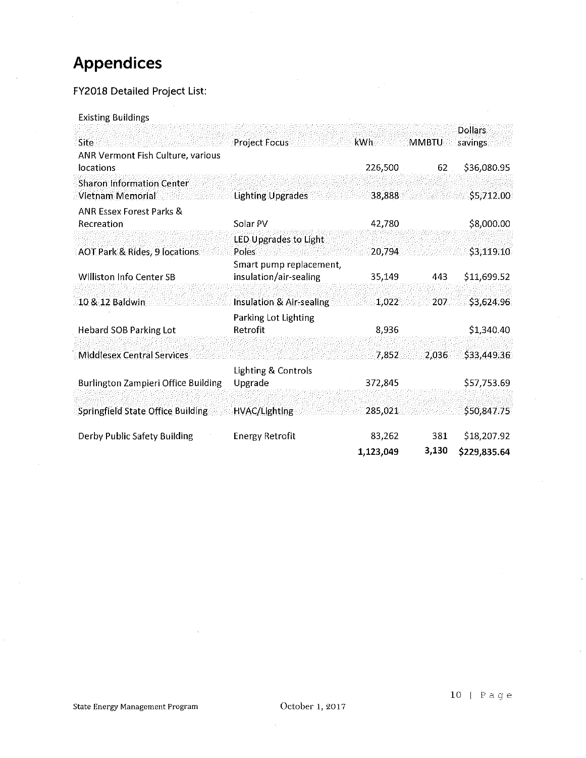# Appendices

## FY2018 Detailed Project List:

Existing Buildings

| Site | Project Focus | kWh | MMBTU | Dollars savings |
|---|---|---|---|---|
| ANR Vermont Fish Culture, various locations | | 226,500 | 62 | $36,080.95 |
| Sharon Information Center Vietnam Memorial | Lighting Upgrades | 38,888 | | $5,712.00 |
| ANR Essex Forest Parks & Recreation | Solar PV | 42,780 | | $8,000.00 |
| AOT Park & Rides, 9 locations | LED Upgrades to Light Poles | 20,794 | | $3,119.10 |
| Williston Info Center SB | Smart pump replacement, insulation/air-sealing | 35,149 | 443 | $11,699.52 |
| 10 & 12 Baldwin | Insulation & Air-sealing | 1,022 | 207 | $3,624.96 |
| Hebard SOB Parking Lot | Parking Lot Lighting Retrofit | 8,936 | | $1,340.40 |
| Middlesex Central Services | | 7,852 | 2,036 | $33,449.36 |
| Burlington Zampieri Office Building | Lighting & Controls Upgrade | 372,845 | | $57,753.69 |
| Springfield State Office Building | HVAC/Lighting | 285,021 | | $50,847.75 |
| Derby Public Safety Building | Energy Retrofit | 83,262 | 381 | $18,207.92 |
| | | **1,123,049** | **3,130** | **$229,835.64** |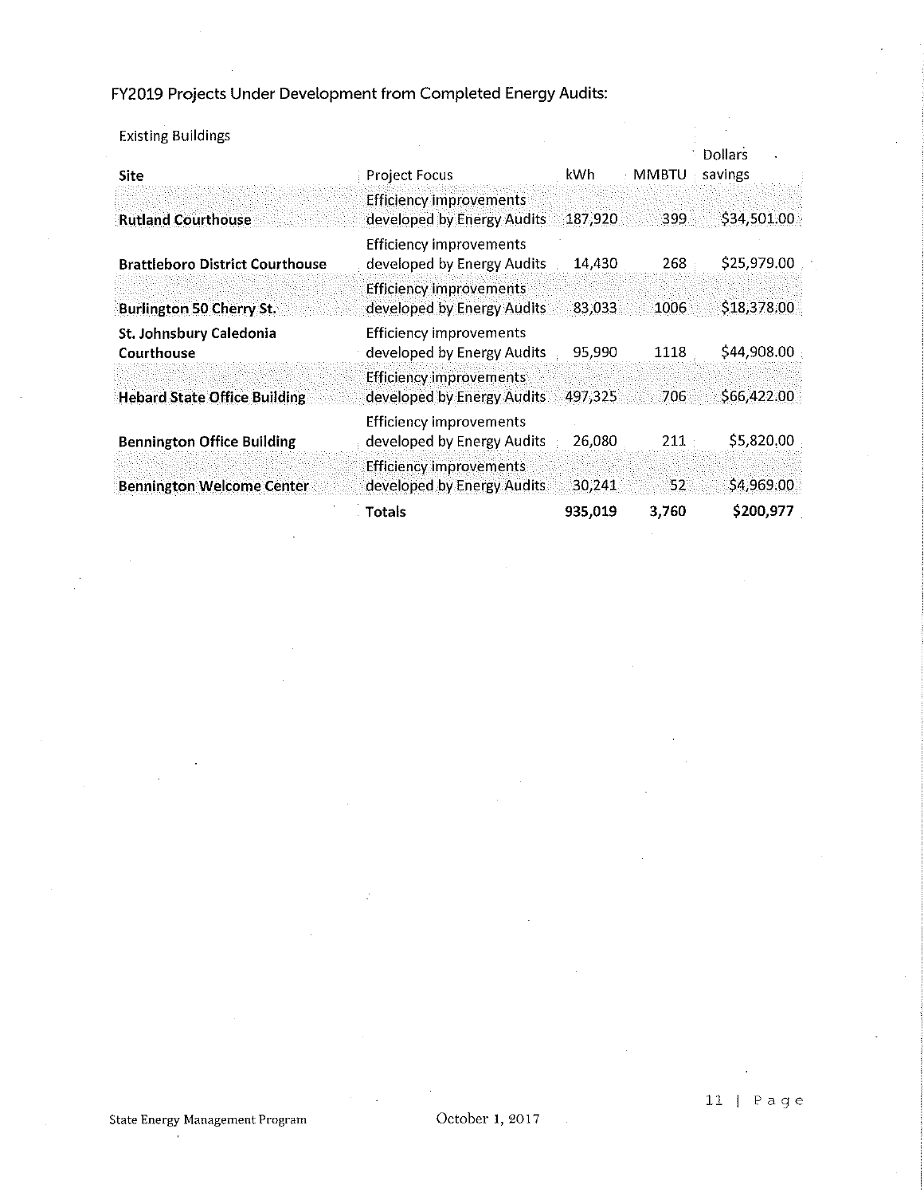## FY2019 Projects Under Development from Completed Energy Audits:

Existing Buildings

| Site | Project Focus | kWh | MMBTU | Dollars savings |
|---|---|---|---|---|
| **Rutland Courthouse** | Efficiency improvements developed by Energy Audits | 187,920 | 399 | $34,501.00 |
| **Brattleboro District Courthouse** | Efficiency improvements developed by Energy Audits | 14,430 | 268 | $25,979.00 |
| **Burlington 50 Cherry St.** | Efficiency improvements developed by Energy Audits | 83,033 | 1006 | $18,378.00 |
| **St. Johnsbury Caledonia Courthouse** | Efficiency improvements developed by Energy Audits | 95,990 | 1118 | $44,908.00 |
| **Hebard State Office Building** | Efficiency improvements developed by Energy Audits | 497,325 | 706 | $66,422.00 |
| **Bennington Office Building** | Efficiency improvements developed by Energy Audits | 26,080 | 211 | $5,820.00 |
| **Bennington Welcome Center** | Efficiency improvements developed by Energy Audits | 30,241 | 52 | $4,969.00 |
| | **Totals** | **935,019** | **3,760** | **$200,977** |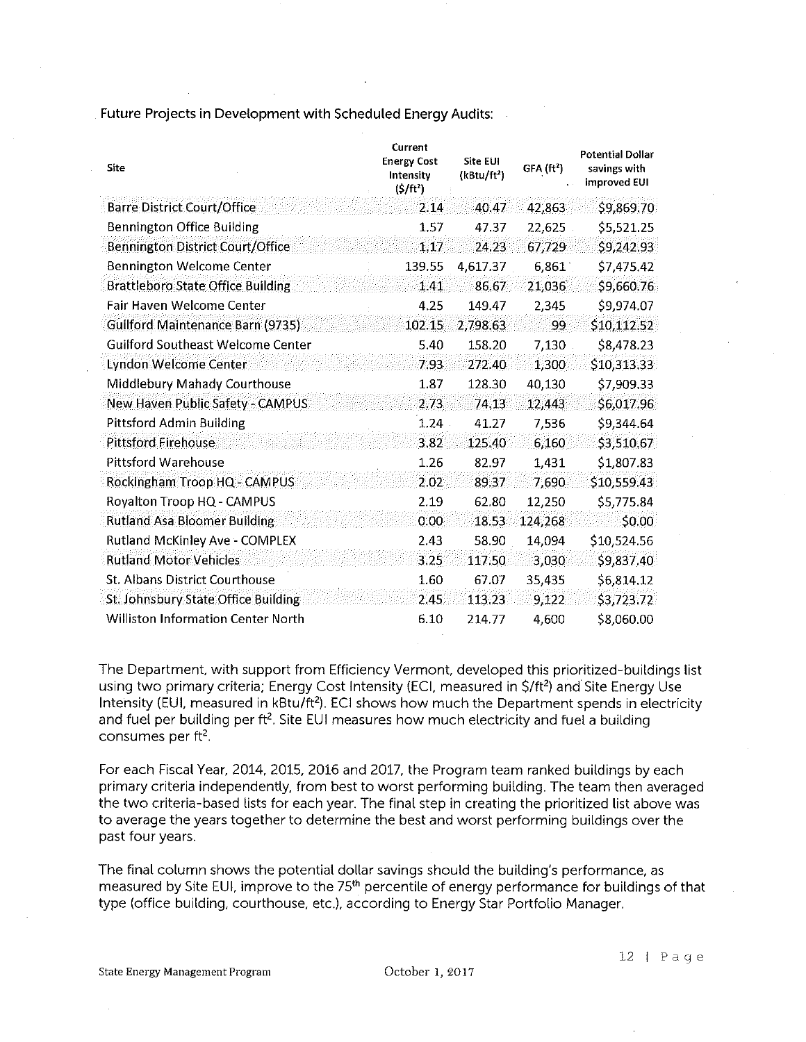Future Projects in Development with Scheduled Energy Audits:

| Site | Current Energy Cost Intensity ($/ft²) | Site EUI (kBtu/ft²) | GFA (ft²) | Potential Dollar savings with improved EUI |
|---|---|---|---|---|
| Barre District Court/Office | 2.14 | 40.47 | 42,863 | $9,869.70 |
| Bennington Office Building | 1.57 | 47.37 | 22,625 | $5,521.25 |
| Bennington District Court/Office | 1.17 | 24.23 | 67,729 | $9,242.93 |
| Bennington Welcome Center | 139.55 | 4,617.37 | 6,861 | $7,475.42 |
| Brattleboro State Office Building | 1.41 | 86.67 | 21,036 | $9,660.76 |
| Fair Haven Welcome Center | 4.25 | 149.47 | 2,345 | $9,974.07 |
| Guilford Maintenance Barn (9735) | 102.15 | 2,798.63 | 99 | $10,112.52 |
| Guilford Southeast Welcome Center | 5.40 | 158.20 | 7,130 | $8,478.23 |
| Lyndon Welcome Center | 7.93 | 272.40 | 1,300 | $10,313.33 |
| Middlebury Mahady Courthouse | 1.87 | 128.30 | 40,130 | $7,909.33 |
| New Haven Public Safety - CAMPUS | 2.73 | 74.13 | 12,443 | $6,017.96 |
| Pittsford Admin Building | 1.24 | 41.27 | 7,536 | $9,344.64 |
| Pittsford Firehouse | 3.82 | 125.40 | 6,160 | $3,510.67 |
| Pittsford Warehouse | 1.26 | 82.97 | 1,431 | $1,807.83 |
| Rockingham Troop HQ - CAMPUS | 2.02 | 89.37 | 7,690 | $10,559.43 |
| Royalton Troop HQ - CAMPUS | 2.19 | 62.80 | 12,250 | $5,775.84 |
| Rutland Asa Bloomer Building | 0.00 | 18.53 | 124,268 | $0.00 |
| Rutland McKinley Ave - COMPLEX | 2.43 | 58.90 | 14,094 | $10,524.56 |
| Rutland Motor Vehicles | 3.25 | 117.50 | 3,030 | $9,837.40 |
| St. Albans District Courthouse | 1.60 | 67.07 | 35,435 | $6,814.12 |
| St. Johnsbury State Office Building | 2.45 | 113.23 | 9,122 | $3,723.72 |
| Williston Information Center North | 6.10 | 214.77 | 4,600 | $8,060.00 |

The Department, with support from Efficiency Vermont, developed this prioritized-buildings list using two primary criteria; Energy Cost Intensity (ECI, measured in $/ft²) and Site Energy Use Intensity (EUI, measured in kBtu/ft²). ECI shows how much the Department spends in electricity and fuel per building per ft². Site EUI measures how much electricity and fuel a building consumes per ft².

For each Fiscal Year, 2014, 2015, 2016 and 2017, the Program team ranked buildings by each primary criteria independently, from best to worst performing building. The team then averaged the two criteria-based lists for each year. The final step in creating the prioritized list above was to average the years together to determine the best and worst performing buildings over the past four years.

The final column shows the potential dollar savings should the building's performance, as measured by Site EUI, improve to the 75th percentile of energy performance for buildings of that type (office building, courthouse, etc.), according to Energy Star Portfolio Manager.